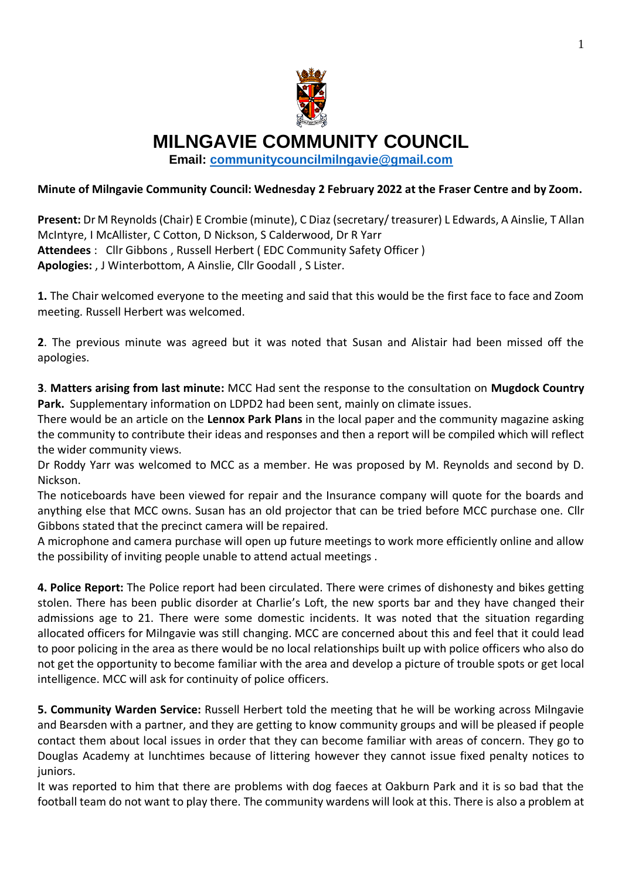# MILNGAVIE COMMUNITY COUNCIL

**Email: communitycouncilmilngavie@gmail.com**

**Minute of Milngavie Community Council: Wednesday 2 February 2022 at the Fraser Centre and by Zoom.**

**Present:** Dr M Reynolds (Chair) E Crombie (minute), C Diaz (secretary/ treasurer) L Edwards, A Ainslie, T Allan McIntyre, I McAllister, C Cotton, D Nickson, S Calderwood, Dr R Yarr
**Attendees** : Cllr Gibbons , Russell Herbert ( EDC Community Safety Officer )
**Apologies:** , J Winterbottom, A Ainslie, Cllr Goodall , S Lister.

**1.** The Chair welcomed everyone to the meeting and said that this would be the first face to face and Zoom meeting. Russell Herbert was welcomed.

**2**. The previous minute was agreed but it was noted that Susan and Alistair had been missed off the apologies.

**3**. **Matters arising from last minute:** MCC Had sent the response to the consultation on **Mugdock Country Park.** Supplementary information on LDPD2 had been sent, mainly on climate issues.
There would be an article on the **Lennox Park Plans** in the local paper and the community magazine asking the community to contribute their ideas and responses and then a report will be compiled which will reflect the wider community views.
Dr Roddy Yarr was welcomed to MCC as a member. He was proposed by M. Reynolds and second by D. Nickson.
The noticeboards have been viewed for repair and the Insurance company will quote for the boards and anything else that MCC owns. Susan has an old projector that can be tried before MCC purchase one. Cllr Gibbons stated that the precinct camera will be repaired.
A microphone and camera purchase will open up future meetings to work more efficiently online and allow the possibility of inviting people unable to attend actual meetings .

**4. Police Report:** The Police report had been circulated. There were crimes of dishonesty and bikes getting stolen. There has been public disorder at Charlie's Loft, the new sports bar and they have changed their admissions age to 21. There were some domestic incidents. It was noted that the situation regarding allocated officers for Milngavie was still changing. MCC are concerned about this and feel that it could lead to poor policing in the area as there would be no local relationships built up with police officers who also do not get the opportunity to become familiar with the area and develop a picture of trouble spots or get local intelligence. MCC will ask for continuity of police officers.

**5. Community Warden Service:** Russell Herbert told the meeting that he will be working across Milngavie and Bearsden with a partner, and they are getting to know community groups and will be pleased if people contact them about local issues in order that they can become familiar with areas of concern. They go to Douglas Academy at lunchtimes because of littering however they cannot issue fixed penalty notices to juniors.
It was reported to him that there are problems with dog faeces at Oakburn Park and it is so bad that the football team do not want to play there. The community wardens will look at this. There is also a problem at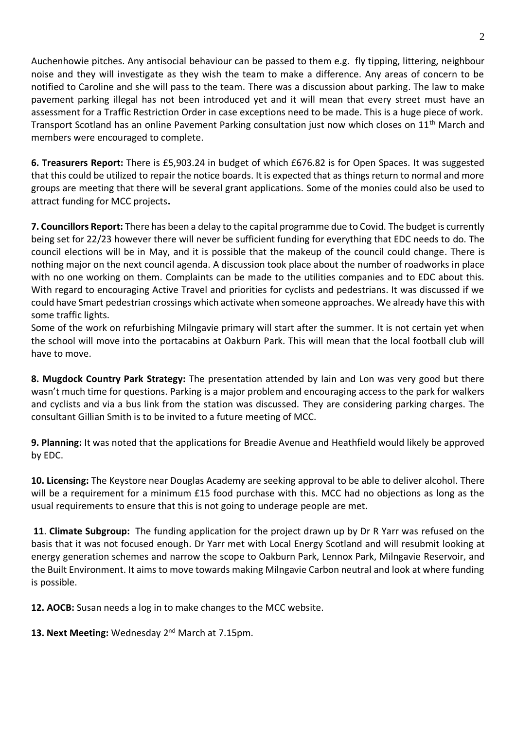Auchenhowie pitches. Any antisocial behaviour can be passed to them e.g. fly tipping, littering, neighbour noise and they will investigate as they wish the team to make a difference. Any areas of concern to be notified to Caroline and she will pass to the team. There was a discussion about parking. The law to make pavement parking illegal has not been introduced yet and it will mean that every street must have an assessment for a Traffic Restriction Order in case exceptions need to be made. This is a huge piece of work. Transport Scotland has an online Pavement Parking consultation just now which closes on 11th March and members were encouraged to complete.

**6. Treasurers Report:** There is £5,903.24 in budget of which £676.82 is for Open Spaces. It was suggested that this could be utilized to repair the notice boards. It is expected that as things return to normal and more groups are meeting that there will be several grant applications. Some of the monies could also be used to attract funding for MCC projects**.**

**7. Councillors Report:** There has been a delay to the capital programme due to Covid. The budget is currently being set for 22/23 however there will never be sufficient funding for everything that EDC needs to do. The council elections will be in May, and it is possible that the makeup of the council could change. There is nothing major on the next council agenda. A discussion took place about the number of roadworks in place with no one working on them. Complaints can be made to the utilities companies and to EDC about this. With regard to encouraging Active Travel and priorities for cyclists and pedestrians. It was discussed if we could have Smart pedestrian crossings which activate when someone approaches. We already have this with some traffic lights.

Some of the work on refurbishing Milngavie primary will start after the summer. It is not certain yet when the school will move into the portacabins at Oakburn Park. This will mean that the local football club will have to move.

**8. Mugdock Country Park Strategy:** The presentation attended by Iain and Lon was very good but there wasn't much time for questions. Parking is a major problem and encouraging access to the park for walkers and cyclists and via a bus link from the station was discussed. They are considering parking charges. The consultant Gillian Smith is to be invited to a future meeting of MCC.

**9. Planning:** It was noted that the applications for Breadie Avenue and Heathfield would likely be approved by EDC.

**10. Licensing:** The Keystore near Douglas Academy are seeking approval to be able to deliver alcohol. There will be a requirement for a minimum £15 food purchase with this. MCC had no objections as long as the usual requirements to ensure that this is not going to underage people are met.

**11**. **Climate Subgroup:** The funding application for the project drawn up by Dr R Yarr was refused on the basis that it was not focused enough. Dr Yarr met with Local Energy Scotland and will resubmit looking at energy generation schemes and narrow the scope to Oakburn Park, Lennox Park, Milngavie Reservoir, and the Built Environment. It aims to move towards making Milngavie Carbon neutral and look at where funding is possible.

**12. AOCB:** Susan needs a log in to make changes to the MCC website.

**13. Next Meeting:** Wednesday 2nd March at 7.15pm.